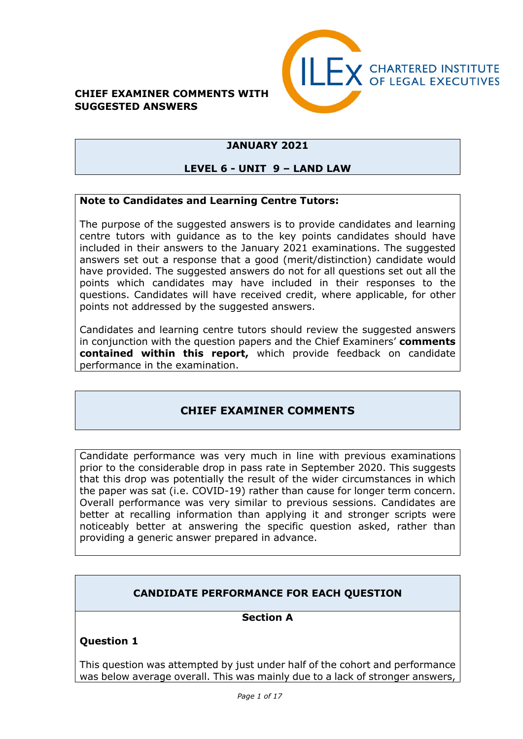**CHIEF EXAMINER COMMENTS WITH SUGGESTED ANSWERS**

CHARTERED INSTITUTE OF LEGAL EXECUTIVES

## JANUARY 2021

## LEVEL 6 - UNIT 9 – LAND LAW

**Note to Candidates and Learning Centre Tutors:**

The purpose of the suggested answers is to provide candidates and learning centre tutors with guidance as to the key points candidates should have included in their answers to the January 2021 examinations. The suggested answers set out a response that a good (merit/distinction) candidate would have provided. The suggested answers do not for all questions set out all the points which candidates may have included in their responses to the questions. Candidates will have received credit, where applicable, for other points not addressed by the suggested answers.

Candidates and learning centre tutors should review the suggested answers in conjunction with the question papers and the Chief Examiners' **comments contained within this report,** which provide feedback on candidate performance in the examination.

## CHIEF EXAMINER COMMENTS

Candidate performance was very much in line with previous examinations prior to the considerable drop in pass rate in September 2020. This suggests that this drop was potentially the result of the wider circumstances in which the paper was sat (i.e. COVID-19) rather than cause for longer term concern. Overall performance was very similar to previous sessions. Candidates are better at recalling information than applying it and stronger scripts were noticeably better at answering the specific question asked, rather than providing a generic answer prepared in advance.

## CANDIDATE PERFORMANCE FOR EACH QUESTION

### Section A

### Question 1

This question was attempted by just under half of the cohort and performance was below average overall. This was mainly due to a lack of stronger answers,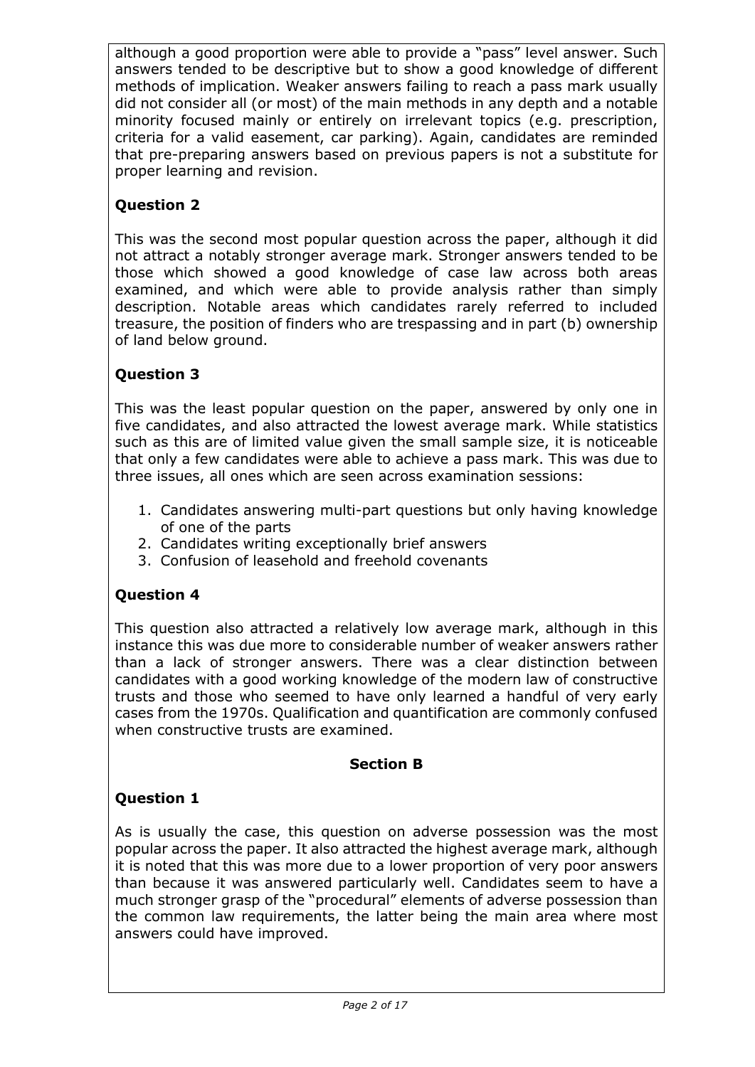although a good proportion were able to provide a "pass" level answer. Such answers tended to be descriptive but to show a good knowledge of different methods of implication. Weaker answers failing to reach a pass mark usually did not consider all (or most) of the main methods in any depth and a notable minority focused mainly or entirely on irrelevant topics (e.g. prescription, criteria for a valid easement, car parking). Again, candidates are reminded that pre-preparing answers based on previous papers is not a substitute for proper learning and revision.

**Question 2**

This was the second most popular question across the paper, although it did not attract a notably stronger average mark. Stronger answers tended to be those which showed a good knowledge of case law across both areas examined, and which were able to provide analysis rather than simply description. Notable areas which candidates rarely referred to included treasure, the position of finders who are trespassing and in part (b) ownership of land below ground.

**Question 3**

This was the least popular question on the paper, answered by only one in five candidates, and also attracted the lowest average mark. While statistics such as this are of limited value given the small sample size, it is noticeable that only a few candidates were able to achieve a pass mark. This was due to three issues, all ones which are seen across examination sessions:

1. Candidates answering multi-part questions but only having knowledge of one of the parts
2. Candidates writing exceptionally brief answers
3. Confusion of leasehold and freehold covenants

**Question 4**

This question also attracted a relatively low average mark, although in this instance this was due more to considerable number of weaker answers rather than a lack of stronger answers. There was a clear distinction between candidates with a good working knowledge of the modern law of constructive trusts and those who seemed to have only learned a handful of very early cases from the 1970s. Qualification and quantification are commonly confused when constructive trusts are examined.

## Section B

**Question 1**

As is usually the case, this question on adverse possession was the most popular across the paper. It also attracted the highest average mark, although it is noted that this was more due to a lower proportion of very poor answers than because it was answered particularly well. Candidates seem to have a much stronger grasp of the "procedural" elements of adverse possession than the common law requirements, the latter being the main area where most answers could have improved.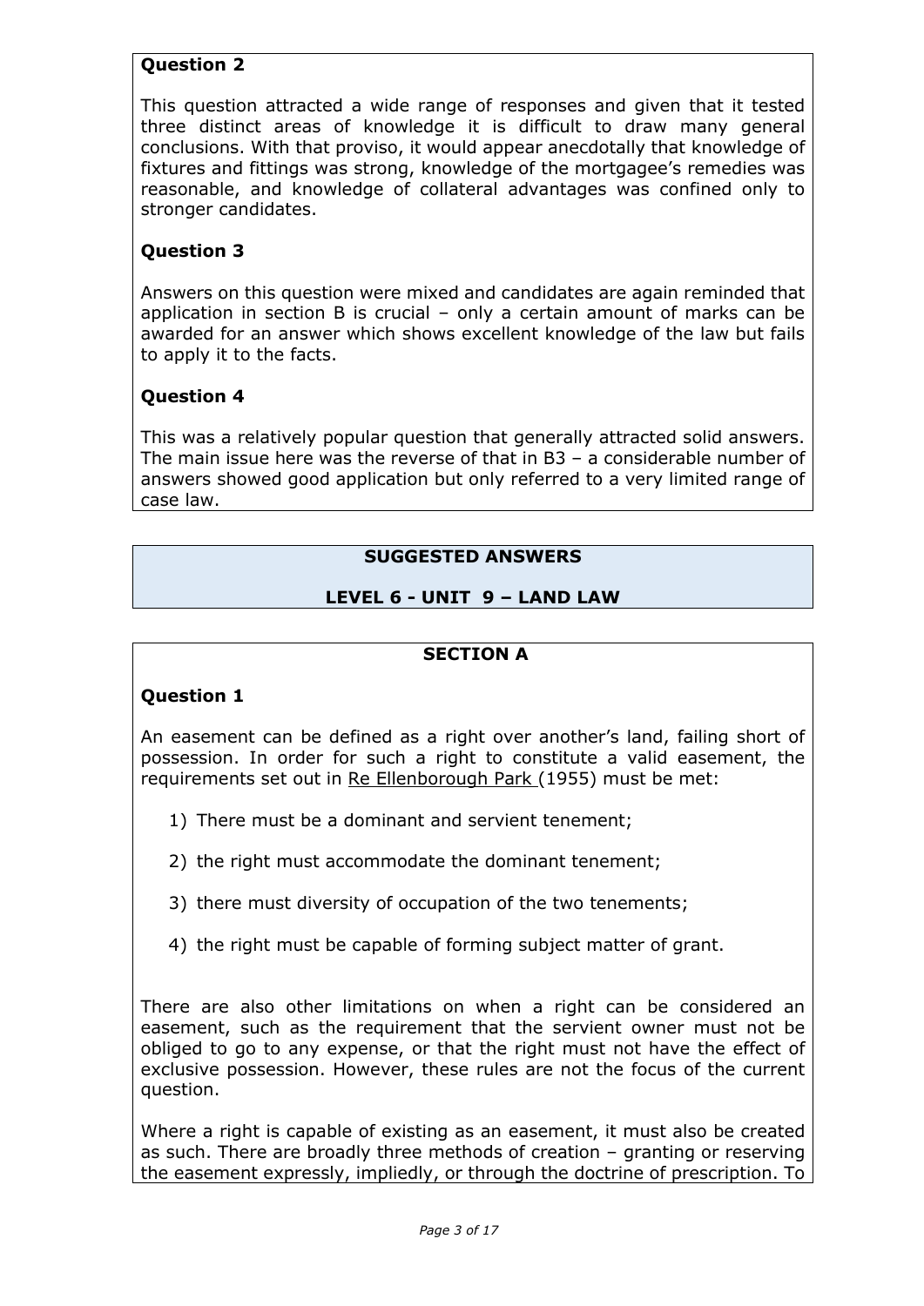### Question 2

This question attracted a wide range of responses and given that it tested three distinct areas of knowledge it is difficult to draw many general conclusions. With that proviso, it would appear anecdotally that knowledge of fixtures and fittings was strong, knowledge of the mortgagee's remedies was reasonable, and knowledge of collateral advantages was confined only to stronger candidates.

### Question 3

Answers on this question were mixed and candidates are again reminded that application in section B is crucial – only a certain amount of marks can be awarded for an answer which shows excellent knowledge of the law but fails to apply it to the facts.

### Question 4

This was a relatively popular question that generally attracted solid answers. The main issue here was the reverse of that in B3 – a considerable number of answers showed good application but only referred to a very limited range of case law.

## SUGGESTED ANSWERS

## LEVEL 6 - UNIT 9 – LAND LAW

## SECTION A

### Question 1

An easement can be defined as a right over another's land, failing short of possession. In order for such a right to constitute a valid easement, the requirements set out in Re Ellenborough Park (1955) must be met:

1) There must be a dominant and servient tenement;

2) the right must accommodate the dominant tenement;

3) there must diversity of occupation of the two tenements;

4) the right must be capable of forming subject matter of grant.

There are also other limitations on when a right can be considered an easement, such as the requirement that the servient owner must not be obliged to go to any expense, or that the right must not have the effect of exclusive possession. However, these rules are not the focus of the current question.

Where a right is capable of existing as an easement, it must also be created as such. There are broadly three methods of creation – granting or reserving the easement expressly, impliedly, or through the doctrine of prescription. To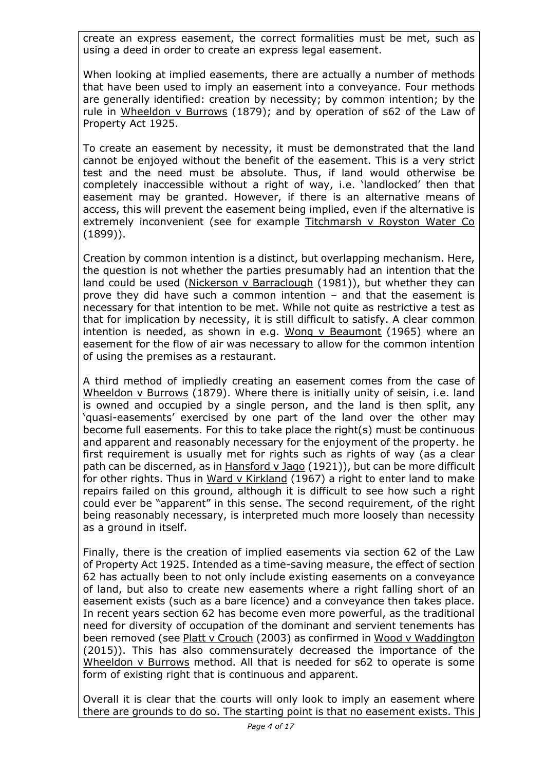create an express easement, the correct formalities must be met, such as using a deed in order to create an express legal easement.

When looking at implied easements, there are actually a number of methods that have been used to imply an easement into a conveyance. Four methods are generally identified: creation by necessity; by common intention; by the rule in Wheeldon v Burrows (1879); and by operation of s62 of the Law of Property Act 1925.

To create an easement by necessity, it must be demonstrated that the land cannot be enjoyed without the benefit of the easement. This is a very strict test and the need must be absolute. Thus, if land would otherwise be completely inaccessible without a right of way, i.e. 'landlocked' then that easement may be granted. However, if there is an alternative means of access, this will prevent the easement being implied, even if the alternative is extremely inconvenient (see for example Titchmarsh v Royston Water Co (1899)).

Creation by common intention is a distinct, but overlapping mechanism. Here, the question is not whether the parties presumably had an intention that the land could be used (Nickerson v Barraclough (1981)), but whether they can prove they did have such a common intention – and that the easement is necessary for that intention to be met. While not quite as restrictive a test as that for implication by necessity, it is still difficult to satisfy. A clear common intention is needed, as shown in e.g. Wong v Beaumont (1965) where an easement for the flow of air was necessary to allow for the common intention of using the premises as a restaurant.

A third method of impliedly creating an easement comes from the case of Wheeldon v Burrows (1879). Where there is initially unity of seisin, i.e. land is owned and occupied by a single person, and the land is then split, any 'quasi-easements' exercised by one part of the land over the other may become full easements. For this to take place the right(s) must be continuous and apparent and reasonably necessary for the enjoyment of the property. he first requirement is usually met for rights such as rights of way (as a clear path can be discerned, as in Hansford v Jago (1921)), but can be more difficult for other rights. Thus in Ward v Kirkland (1967) a right to enter land to make repairs failed on this ground, although it is difficult to see how such a right could ever be "apparent" in this sense. The second requirement, of the right being reasonably necessary, is interpreted much more loosely than necessity as a ground in itself.

Finally, there is the creation of implied easements via section 62 of the Law of Property Act 1925. Intended as a time-saving measure, the effect of section 62 has actually been to not only include existing easements on a conveyance of land, but also to create new easements where a right falling short of an easement exists (such as a bare licence) and a conveyance then takes place. In recent years section 62 has become even more powerful, as the traditional need for diversity of occupation of the dominant and servient tenements has been removed (see Platt v Crouch (2003) as confirmed in Wood v Waddington (2015)). This has also commensurately decreased the importance of the Wheeldon v Burrows method. All that is needed for s62 to operate is some form of existing right that is continuous and apparent.

Overall it is clear that the courts will only look to imply an easement where there are grounds to do so. The starting point is that no easement exists. This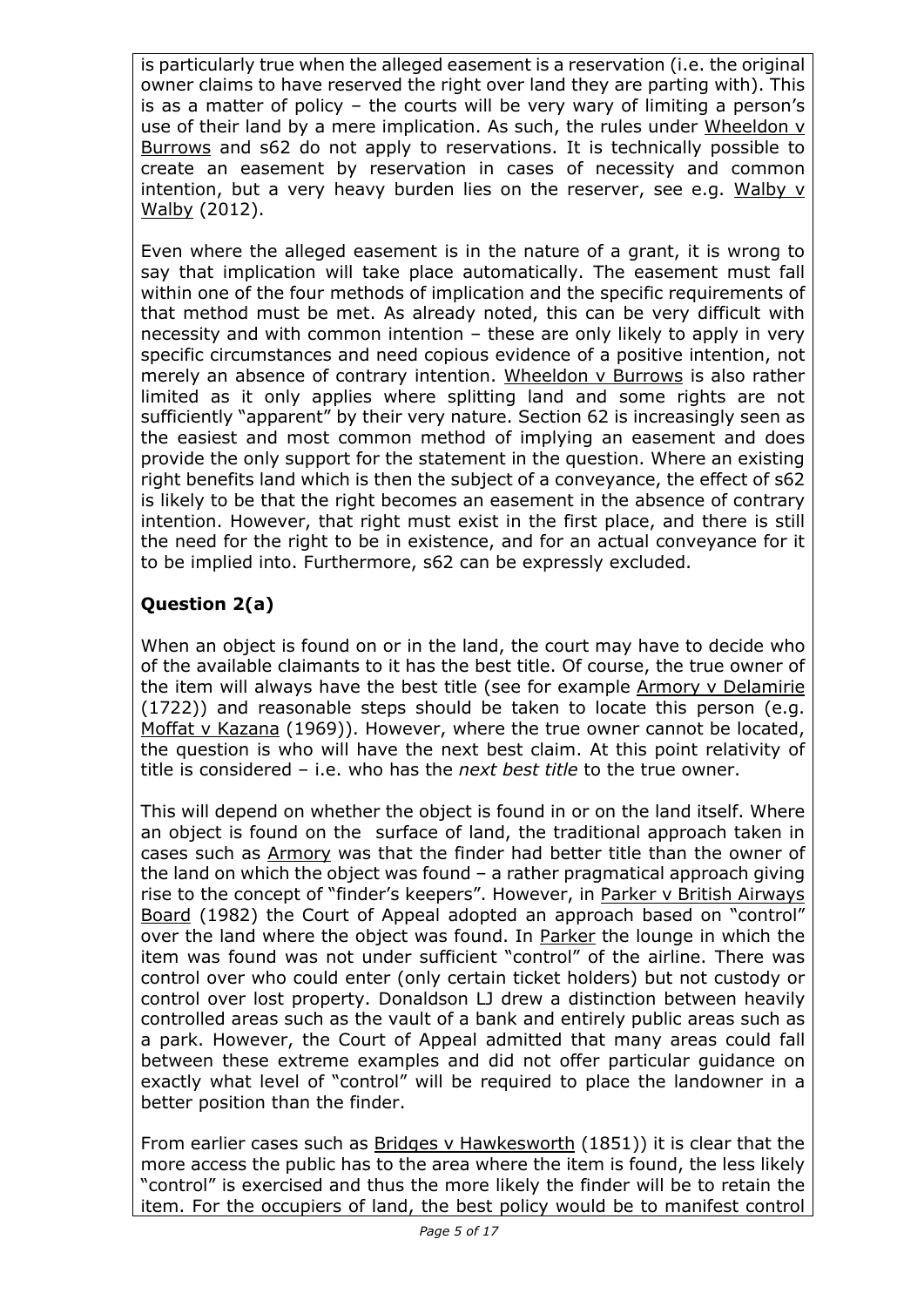is particularly true when the alleged easement is a reservation (i.e. the original owner claims to have reserved the right over land they are parting with). This is as a matter of policy – the courts will be very wary of limiting a person's use of their land by a mere implication. As such, the rules under Wheeldon v Burrows and s62 do not apply to reservations. It is technically possible to create an easement by reservation in cases of necessity and common intention, but a very heavy burden lies on the reserver, see e.g. Walby v Walby (2012).

Even where the alleged easement is in the nature of a grant, it is wrong to say that implication will take place automatically. The easement must fall within one of the four methods of implication and the specific requirements of that method must be met. As already noted, this can be very difficult with necessity and with common intention – these are only likely to apply in very specific circumstances and need copious evidence of a positive intention, not merely an absence of contrary intention. Wheeldon v Burrows is also rather limited as it only applies where splitting land and some rights are not sufficiently "apparent" by their very nature. Section 62 is increasingly seen as the easiest and most common method of implying an easement and does provide the only support for the statement in the question. Where an existing right benefits land which is then the subject of a conveyance, the effect of s62 is likely to be that the right becomes an easement in the absence of contrary intention. However, that right must exist in the first place, and there is still the need for the right to be in existence, and for an actual conveyance for it to be implied into. Furthermore, s62 can be expressly excluded.

## Question 2(a)

When an object is found on or in the land, the court may have to decide who of the available claimants to it has the best title. Of course, the true owner of the item will always have the best title (see for example Armory v Delamirie (1722)) and reasonable steps should be taken to locate this person (e.g. Moffat v Kazana (1969)). However, where the true owner cannot be located, the question is who will have the next best claim. At this point relativity of title is considered – i.e. who has the *next best title* to the true owner.

This will depend on whether the object is found in or on the land itself. Where an object is found on the surface of land, the traditional approach taken in cases such as Armory was that the finder had better title than the owner of the land on which the object was found – a rather pragmatical approach giving rise to the concept of "finder's keepers". However, in Parker v British Airways Board (1982) the Court of Appeal adopted an approach based on "control" over the land where the object was found. In Parker the lounge in which the item was found was not under sufficient "control" of the airline. There was control over who could enter (only certain ticket holders) but not custody or control over lost property. Donaldson LJ drew a distinction between heavily controlled areas such as the vault of a bank and entirely public areas such as a park. However, the Court of Appeal admitted that many areas could fall between these extreme examples and did not offer particular guidance on exactly what level of "control" will be required to place the landowner in a better position than the finder.

From earlier cases such as Bridges v Hawkesworth (1851)) it is clear that the more access the public has to the area where the item is found, the less likely "control" is exercised and thus the more likely the finder will be to retain the item. For the occupiers of land, the best policy would be to manifest control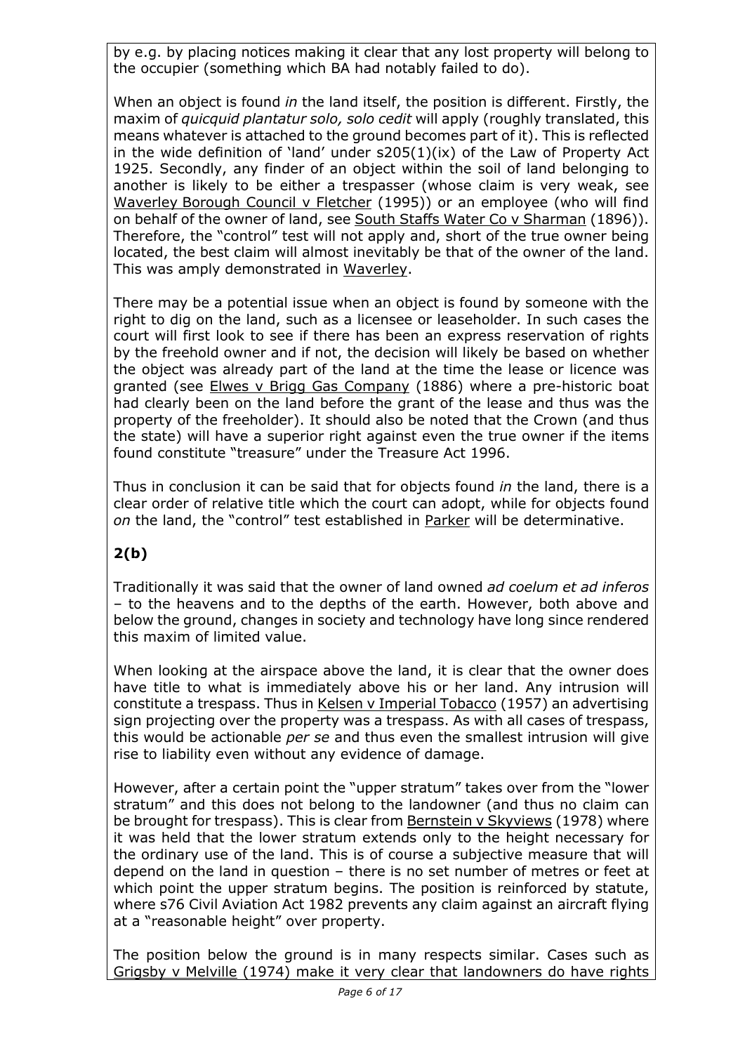by e.g. by placing notices making it clear that any lost property will belong to the occupier (something which BA had notably failed to do).

When an object is found *in* the land itself, the position is different. Firstly, the maxim of *quicquid plantatur solo, solo cedit* will apply (roughly translated, this means whatever is attached to the ground becomes part of it). This is reflected in the wide definition of 'land' under s205(1)(ix) of the Law of Property Act 1925. Secondly, any finder of an object within the soil of land belonging to another is likely to be either a trespasser (whose claim is very weak, see <u>Waverley Borough Council v Fletcher</u> (1995)) or an employee (who will find on behalf of the owner of land, see <u>South Staffs Water Co v Sharman</u> (1896)). Therefore, the "control" test will not apply and, short of the true owner being located, the best claim will almost inevitably be that of the owner of the land. This was amply demonstrated in <u>Waverley</u>.

There may be a potential issue when an object is found by someone with the right to dig on the land, such as a licensee or leaseholder. In such cases the court will first look to see if there has been an express reservation of rights by the freehold owner and if not, the decision will likely be based on whether the object was already part of the land at the time the lease or licence was granted (see <u>Elwes v Brigg Gas Company</u> (1886) where a pre-historic boat had clearly been on the land before the grant of the lease and thus was the property of the freeholder). It should also be noted that the Crown (and thus the state) will have a superior right against even the true owner if the items found constitute "treasure" under the Treasure Act 1996.

Thus in conclusion it can be said that for objects found *in* the land, there is a clear order of relative title which the court can adopt, while for objects found *on* the land, the "control" test established in <u>Parker</u> will be determinative.

**2(b)**

Traditionally it was said that the owner of land owned *ad coelum et ad inferos* – to the heavens and to the depths of the earth. However, both above and below the ground, changes in society and technology have long since rendered this maxim of limited value.

When looking at the airspace above the land, it is clear that the owner does have title to what is immediately above his or her land. Any intrusion will constitute a trespass. Thus in <u>Kelsen v Imperial Tobacco</u> (1957) an advertising sign projecting over the property was a trespass. As with all cases of trespass, this would be actionable *per se* and thus even the smallest intrusion will give rise to liability even without any evidence of damage.

However, after a certain point the "upper stratum" takes over from the "lower stratum" and this does not belong to the landowner (and thus no claim can be brought for trespass). This is clear from <u>Bernstein v Skyviews</u> (1978) where it was held that the lower stratum extends only to the height necessary for the ordinary use of the land. This is of course a subjective measure that will depend on the land in question – there is no set number of metres or feet at which point the upper stratum begins. The position is reinforced by statute, where s76 Civil Aviation Act 1982 prevents any claim against an aircraft flying at a "reasonable height" over property.

The position below the ground is in many respects similar. Cases such as <u>Grigsby v Melville</u> (1974) make it very clear that landowners do have rights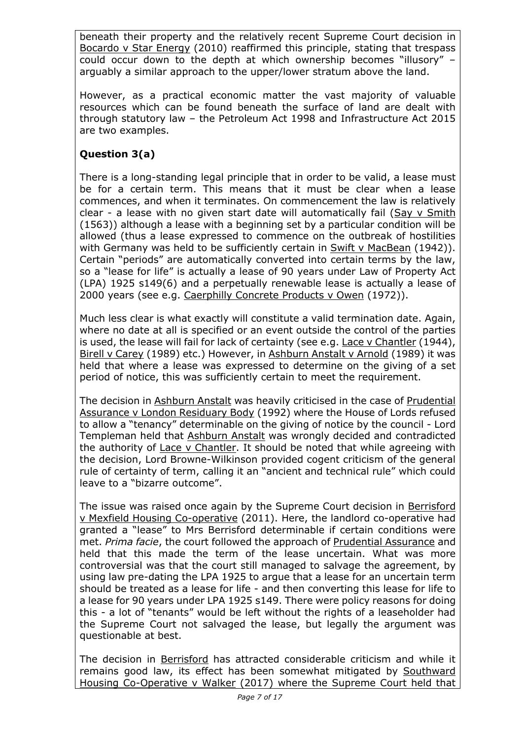beneath their property and the relatively recent Supreme Court decision in Bocardo v Star Energy (2010) reaffirmed this principle, stating that trespass could occur down to the depth at which ownership becomes "illusory" – arguably a similar approach to the upper/lower stratum above the land.

However, as a practical economic matter the vast majority of valuable resources which can be found beneath the surface of land are dealt with through statutory law – the Petroleum Act 1998 and Infrastructure Act 2015 are two examples.

## Question 3(a)

There is a long-standing legal principle that in order to be valid, a lease must be for a certain term. This means that it must be clear when a lease commences, and when it terminates. On commencement the law is relatively clear - a lease with no given start date will automatically fail (Say v Smith (1563)) although a lease with a beginning set by a particular condition will be allowed (thus a lease expressed to commence on the outbreak of hostilities with Germany was held to be sufficiently certain in Swift v MacBean (1942)). Certain "periods" are automatically converted into certain terms by the law, so a "lease for life" is actually a lease of 90 years under Law of Property Act (LPA) 1925 s149(6) and a perpetually renewable lease is actually a lease of 2000 years (see e.g. Caerphilly Concrete Products v Owen (1972)).

Much less clear is what exactly will constitute a valid termination date. Again, where no date at all is specified or an event outside the control of the parties is used, the lease will fail for lack of certainty (see e.g. Lace v Chantler (1944), Birell v Carey (1989) etc.) However, in Ashburn Anstalt v Arnold (1989) it was held that where a lease was expressed to determine on the giving of a set period of notice, this was sufficiently certain to meet the requirement.

The decision in Ashburn Anstalt was heavily criticised in the case of Prudential Assurance v London Residuary Body (1992) where the House of Lords refused to allow a "tenancy" determinable on the giving of notice by the council - Lord Templeman held that Ashburn Anstalt was wrongly decided and contradicted the authority of Lace v Chantler. It should be noted that while agreeing with the decision, Lord Browne-Wilkinson provided cogent criticism of the general rule of certainty of term, calling it an "ancient and technical rule" which could leave to a "bizarre outcome".

The issue was raised once again by the Supreme Court decision in Berrisford v Mexfield Housing Co-operative (2011). Here, the landlord co-operative had granted a "lease" to Mrs Berrisford determinable if certain conditions were met. *Prima facie*, the court followed the approach of Prudential Assurance and held that this made the term of the lease uncertain. What was more controversial was that the court still managed to salvage the agreement, by using law pre-dating the LPA 1925 to argue that a lease for an uncertain term should be treated as a lease for life - and then converting this lease for life to a lease for 90 years under LPA 1925 s149. There were policy reasons for doing this - a lot of "tenants" would be left without the rights of a leaseholder had the Supreme Court not salvaged the lease, but legally the argument was questionable at best.

The decision in Berrisford has attracted considerable criticism and while it remains good law, its effect has been somewhat mitigated by Southward Housing Co-Operative v Walker (2017) where the Supreme Court held that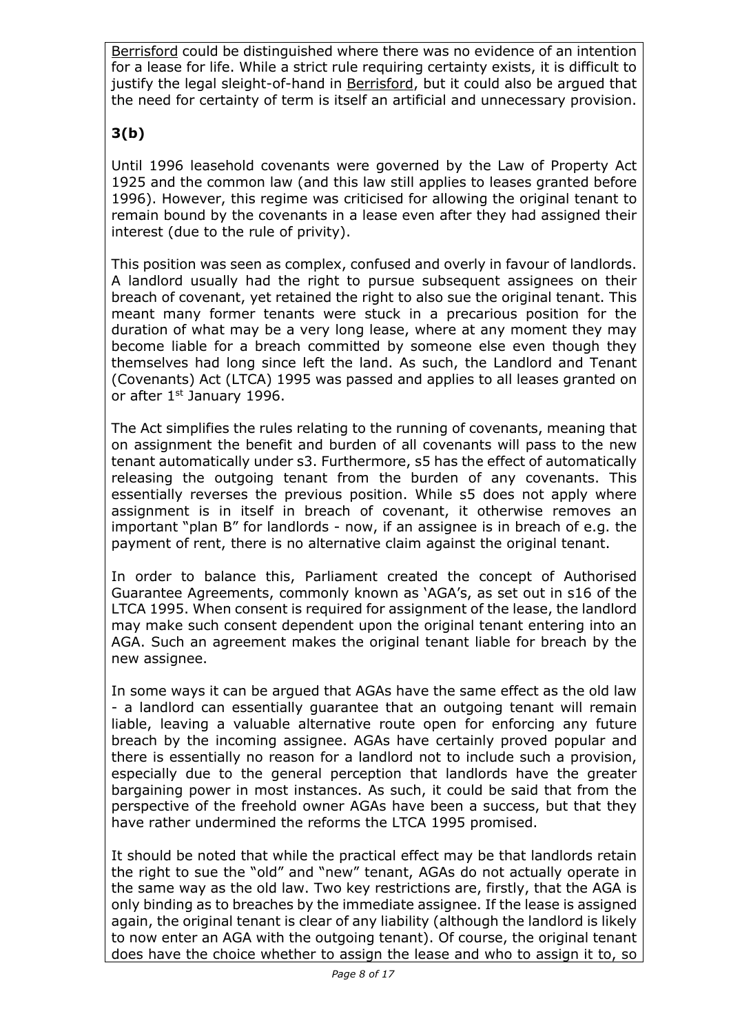Berrisford could be distinguished where there was no evidence of an intention for a lease for life. While a strict rule requiring certainty exists, it is difficult to justify the legal sleight-of-hand in Berrisford, but it could also be argued that the need for certainty of term is itself an artificial and unnecessary provision.

**3(b)**

Until 1996 leasehold covenants were governed by the Law of Property Act 1925 and the common law (and this law still applies to leases granted before 1996). However, this regime was criticised for allowing the original tenant to remain bound by the covenants in a lease even after they had assigned their interest (due to the rule of privity).

This position was seen as complex, confused and overly in favour of landlords. A landlord usually had the right to pursue subsequent assignees on their breach of covenant, yet retained the right to also sue the original tenant. This meant many former tenants were stuck in a precarious position for the duration of what may be a very long lease, where at any moment they may become liable for a breach committed by someone else even though they themselves had long since left the land. As such, the Landlord and Tenant (Covenants) Act (LTCA) 1995 was passed and applies to all leases granted on or after 1st January 1996.

The Act simplifies the rules relating to the running of covenants, meaning that on assignment the benefit and burden of all covenants will pass to the new tenant automatically under s3. Furthermore, s5 has the effect of automatically releasing the outgoing tenant from the burden of any covenants. This essentially reverses the previous position. While s5 does not apply where assignment is in itself in breach of covenant, it otherwise removes an important "plan B" for landlords - now, if an assignee is in breach of e.g. the payment of rent, there is no alternative claim against the original tenant.

In order to balance this, Parliament created the concept of Authorised Guarantee Agreements, commonly known as 'AGA's, as set out in s16 of the LTCA 1995. When consent is required for assignment of the lease, the landlord may make such consent dependent upon the original tenant entering into an AGA. Such an agreement makes the original tenant liable for breach by the new assignee.

In some ways it can be argued that AGAs have the same effect as the old law - a landlord can essentially guarantee that an outgoing tenant will remain liable, leaving a valuable alternative route open for enforcing any future breach by the incoming assignee. AGAs have certainly proved popular and there is essentially no reason for a landlord not to include such a provision, especially due to the general perception that landlords have the greater bargaining power in most instances. As such, it could be said that from the perspective of the freehold owner AGAs have been a success, but that they have rather undermined the reforms the LTCA 1995 promised.

It should be noted that while the practical effect may be that landlords retain the right to sue the "old" and "new" tenant, AGAs do not actually operate in the same way as the old law. Two key restrictions are, firstly, that the AGA is only binding as to breaches by the immediate assignee. If the lease is assigned again, the original tenant is clear of any liability (although the landlord is likely to now enter an AGA with the outgoing tenant). Of course, the original tenant does have the choice whether to assign the lease and who to assign it to, so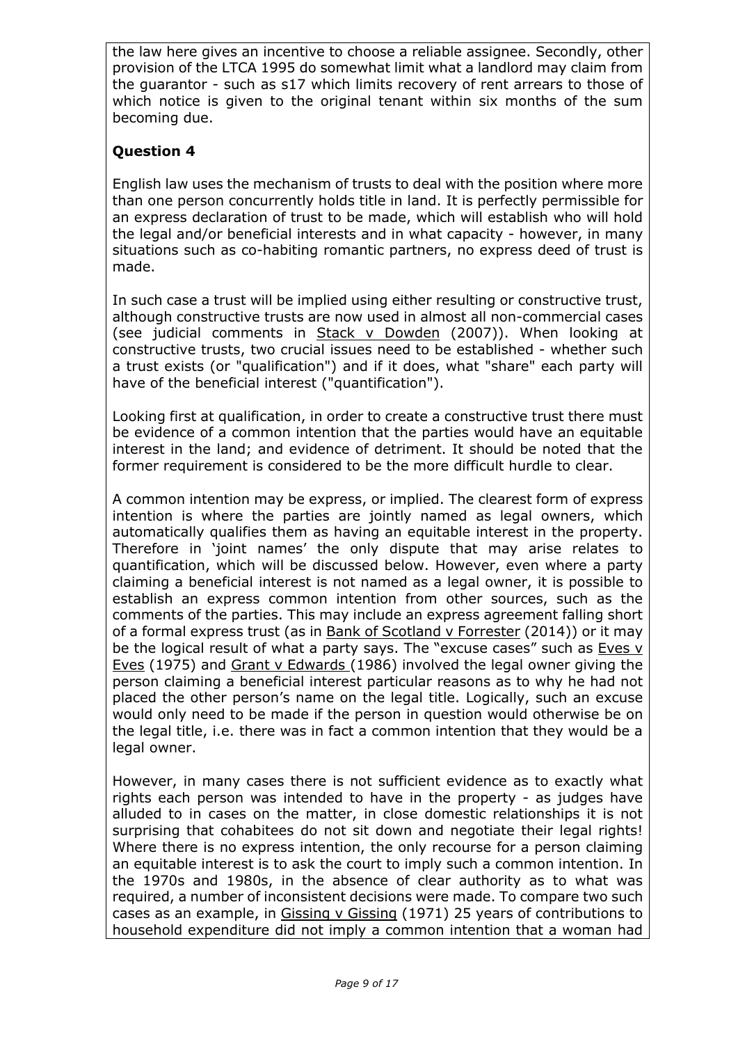the law here gives an incentive to choose a reliable assignee. Secondly, other provision of the LTCA 1995 do somewhat limit what a landlord may claim from the guarantor - such as s17 which limits recovery of rent arrears to those of which notice is given to the original tenant within six months of the sum becoming due.

## Question 4

English law uses the mechanism of trusts to deal with the position where more than one person concurrently holds title in land. It is perfectly permissible for an express declaration of trust to be made, which will establish who will hold the legal and/or beneficial interests and in what capacity - however, in many situations such as co-habiting romantic partners, no express deed of trust is made.

In such case a trust will be implied using either resulting or constructive trust, although constructive trusts are now used in almost all non-commercial cases (see judicial comments in Stack v Dowden (2007)). When looking at constructive trusts, two crucial issues need to be established - whether such a trust exists (or "qualification") and if it does, what "share" each party will have of the beneficial interest ("quantification").

Looking first at qualification, in order to create a constructive trust there must be evidence of a common intention that the parties would have an equitable interest in the land; and evidence of detriment. It should be noted that the former requirement is considered to be the more difficult hurdle to clear.

A common intention may be express, or implied. The clearest form of express intention is where the parties are jointly named as legal owners, which automatically qualifies them as having an equitable interest in the property. Therefore in 'joint names' the only dispute that may arise relates to quantification, which will be discussed below. However, even where a party claiming a beneficial interest is not named as a legal owner, it is possible to establish an express common intention from other sources, such as the comments of the parties. This may include an express agreement falling short of a formal express trust (as in Bank of Scotland v Forrester (2014)) or it may be the logical result of what a party says. The "excuse cases" such as Eves v Eves (1975) and Grant v Edwards (1986) involved the legal owner giving the person claiming a beneficial interest particular reasons as to why he had not placed the other person's name on the legal title. Logically, such an excuse would only need to be made if the person in question would otherwise be on the legal title, i.e. there was in fact a common intention that they would be a legal owner.

However, in many cases there is not sufficient evidence as to exactly what rights each person was intended to have in the property - as judges have alluded to in cases on the matter, in close domestic relationships it is not surprising that cohabitees do not sit down and negotiate their legal rights! Where there is no express intention, the only recourse for a person claiming an equitable interest is to ask the court to imply such a common intention. In the 1970s and 1980s, in the absence of clear authority as to what was required, a number of inconsistent decisions were made. To compare two such cases as an example, in Gissing v Gissing (1971) 25 years of contributions to household expenditure did not imply a common intention that a woman had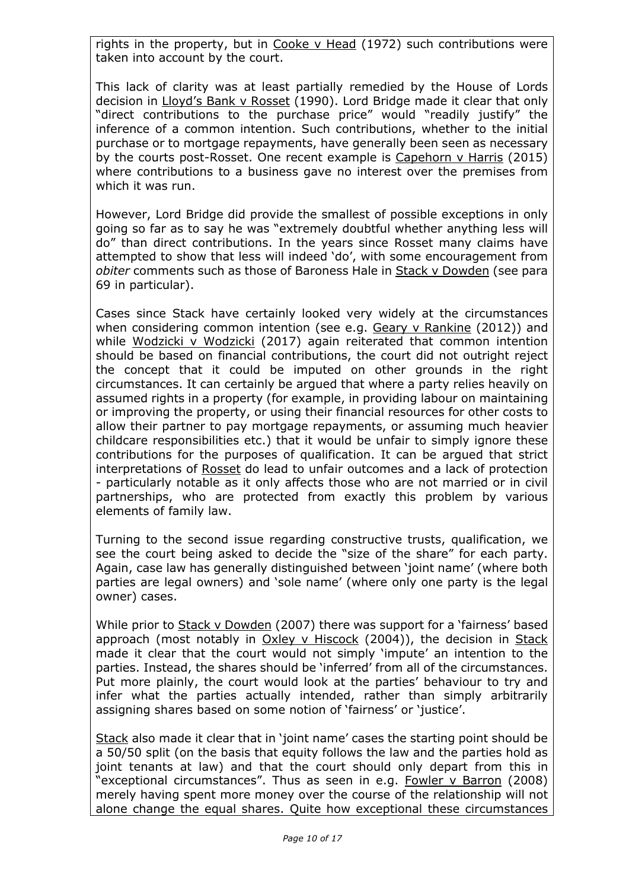rights in the property, but in Cooke v Head (1972) such contributions were taken into account by the court.

This lack of clarity was at least partially remedied by the House of Lords decision in Lloyd's Bank v Rosset (1990). Lord Bridge made it clear that only "direct contributions to the purchase price" would "readily justify" the inference of a common intention. Such contributions, whether to the initial purchase or to mortgage repayments, have generally been seen as necessary by the courts post-Rosset. One recent example is Capehorn v Harris (2015) where contributions to a business gave no interest over the premises from which it was run.

However, Lord Bridge did provide the smallest of possible exceptions in only going so far as to say he was "extremely doubtful whether anything less will do" than direct contributions. In the years since Rosset many claims have attempted to show that less will indeed 'do', with some encouragement from *obiter* comments such as those of Baroness Hale in Stack v Dowden (see para 69 in particular).

Cases since Stack have certainly looked very widely at the circumstances when considering common intention (see e.g. Geary v Rankine (2012)) and while Wodzicki v Wodzicki (2017) again reiterated that common intention should be based on financial contributions, the court did not outright reject the concept that it could be imputed on other grounds in the right circumstances. It can certainly be argued that where a party relies heavily on assumed rights in a property (for example, in providing labour on maintaining or improving the property, or using their financial resources for other costs to allow their partner to pay mortgage repayments, or assuming much heavier childcare responsibilities etc.) that it would be unfair to simply ignore these contributions for the purposes of qualification. It can be argued that strict interpretations of Rosset do lead to unfair outcomes and a lack of protection - particularly notable as it only affects those who are not married or in civil partnerships, who are protected from exactly this problem by various elements of family law.

Turning to the second issue regarding constructive trusts, qualification, we see the court being asked to decide the "size of the share" for each party. Again, case law has generally distinguished between 'joint name' (where both parties are legal owners) and 'sole name' (where only one party is the legal owner) cases.

While prior to Stack v Dowden (2007) there was support for a 'fairness' based approach (most notably in Oxley v Hiscock (2004)), the decision in Stack made it clear that the court would not simply 'impute' an intention to the parties. Instead, the shares should be 'inferred' from all of the circumstances. Put more plainly, the court would look at the parties' behaviour to try and infer what the parties actually intended, rather than simply arbitrarily assigning shares based on some notion of 'fairness' or 'justice'.

Stack also made it clear that in 'joint name' cases the starting point should be a 50/50 split (on the basis that equity follows the law and the parties hold as joint tenants at law) and that the court should only depart from this in "exceptional circumstances". Thus as seen in e.g. Fowler v Barron (2008) merely having spent more money over the course of the relationship will not alone change the equal shares. Quite how exceptional these circumstances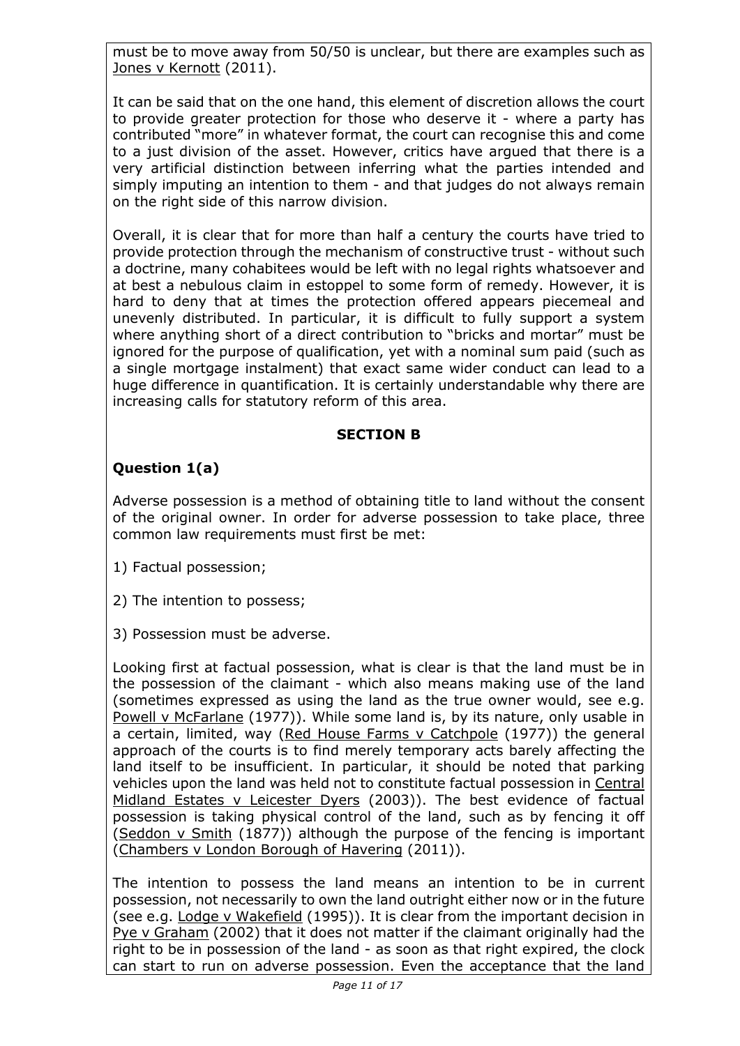must be to move away from 50/50 is unclear, but there are examples such as Jones v Kernott (2011).

It can be said that on the one hand, this element of discretion allows the court to provide greater protection for those who deserve it - where a party has contributed "more" in whatever format, the court can recognise this and come to a just division of the asset. However, critics have argued that there is a very artificial distinction between inferring what the parties intended and simply imputing an intention to them - and that judges do not always remain on the right side of this narrow division.

Overall, it is clear that for more than half a century the courts have tried to provide protection through the mechanism of constructive trust - without such a doctrine, many cohabitees would be left with no legal rights whatsoever and at best a nebulous claim in estoppel to some form of remedy. However, it is hard to deny that at times the protection offered appears piecemeal and unevenly distributed. In particular, it is difficult to fully support a system where anything short of a direct contribution to "bricks and mortar" must be ignored for the purpose of qualification, yet with a nominal sum paid (such as a single mortgage instalment) that exact same wider conduct can lead to a huge difference in quantification. It is certainly understandable why there are increasing calls for statutory reform of this area.

## SECTION B

### Question 1(a)

Adverse possession is a method of obtaining title to land without the consent of the original owner. In order for adverse possession to take place, three common law requirements must first be met:

1) Factual possession;

2) The intention to possess;

3) Possession must be adverse.

Looking first at factual possession, what is clear is that the land must be in the possession of the claimant - which also means making use of the land (sometimes expressed as using the land as the true owner would, see e.g. Powell v McFarlane (1977)). While some land is, by its nature, only usable in a certain, limited, way (Red House Farms v Catchpole (1977)) the general approach of the courts is to find merely temporary acts barely affecting the land itself to be insufficient. In particular, it should be noted that parking vehicles upon the land was held not to constitute factual possession in Central Midland Estates v Leicester Dyers (2003)). The best evidence of factual possession is taking physical control of the land, such as by fencing it off (Seddon v Smith (1877)) although the purpose of the fencing is important (Chambers v London Borough of Havering (2011)).

The intention to possess the land means an intention to be in current possession, not necessarily to own the land outright either now or in the future (see e.g. Lodge v Wakefield (1995)). It is clear from the important decision in Pye v Graham (2002) that it does not matter if the claimant originally had the right to be in possession of the land - as soon as that right expired, the clock can start to run on adverse possession. Even the acceptance that the land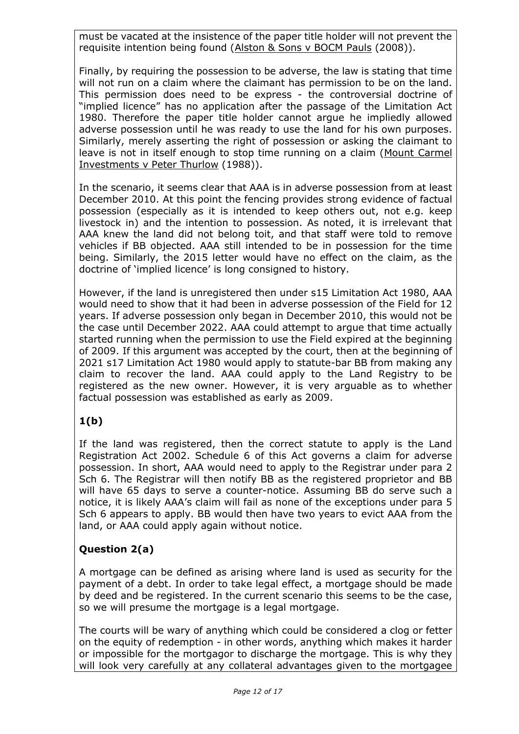must be vacated at the insistence of the paper title holder will not prevent the requisite intention being found (Alston & Sons v BOCM Pauls (2008)).

Finally, by requiring the possession to be adverse, the law is stating that time will not run on a claim where the claimant has permission to be on the land. This permission does need to be express - the controversial doctrine of "implied licence" has no application after the passage of the Limitation Act 1980. Therefore the paper title holder cannot argue he impliedly allowed adverse possession until he was ready to use the land for his own purposes. Similarly, merely asserting the right of possession or asking the claimant to leave is not in itself enough to stop time running on a claim (Mount Carmel Investments v Peter Thurlow (1988)).

In the scenario, it seems clear that AAA is in adverse possession from at least December 2010. At this point the fencing provides strong evidence of factual possession (especially as it is intended to keep others out, not e.g. keep livestock in) and the intention to possession. As noted, it is irrelevant that AAA knew the land did not belong toit, and that staff were told to remove vehicles if BB objected. AAA still intended to be in possession for the time being. Similarly, the 2015 letter would have no effect on the claim, as the doctrine of 'implied licence' is long consigned to history.

However, if the land is unregistered then under s15 Limitation Act 1980, AAA would need to show that it had been in adverse possession of the Field for 12 years. If adverse possession only began in December 2010, this would not be the case until December 2022. AAA could attempt to argue that time actually started running when the permission to use the Field expired at the beginning of 2009. If this argument was accepted by the court, then at the beginning of 2021 s17 Limitation Act 1980 would apply to statute-bar BB from making any claim to recover the land. AAA could apply to the Land Registry to be registered as the new owner. However, it is very arguable as to whether factual possession was established as early as 2009.

## 1(b)

If the land was registered, then the correct statute to apply is the Land Registration Act 2002. Schedule 6 of this Act governs a claim for adverse possession. In short, AAA would need to apply to the Registrar under para 2 Sch 6. The Registrar will then notify BB as the registered proprietor and BB will have 65 days to serve a counter-notice. Assuming BB do serve such a notice, it is likely AAA's claim will fail as none of the exceptions under para 5 Sch 6 appears to apply. BB would then have two years to evict AAA from the land, or AAA could apply again without notice.

## Question 2(a)

A mortgage can be defined as arising where land is used as security for the payment of a debt. In order to take legal effect, a mortgage should be made by deed and be registered. In the current scenario this seems to be the case, so we will presume the mortgage is a legal mortgage.

The courts will be wary of anything which could be considered a clog or fetter on the equity of redemption - in other words, anything which makes it harder or impossible for the mortgagor to discharge the mortgage. This is why they will look very carefully at any collateral advantages given to the mortgagee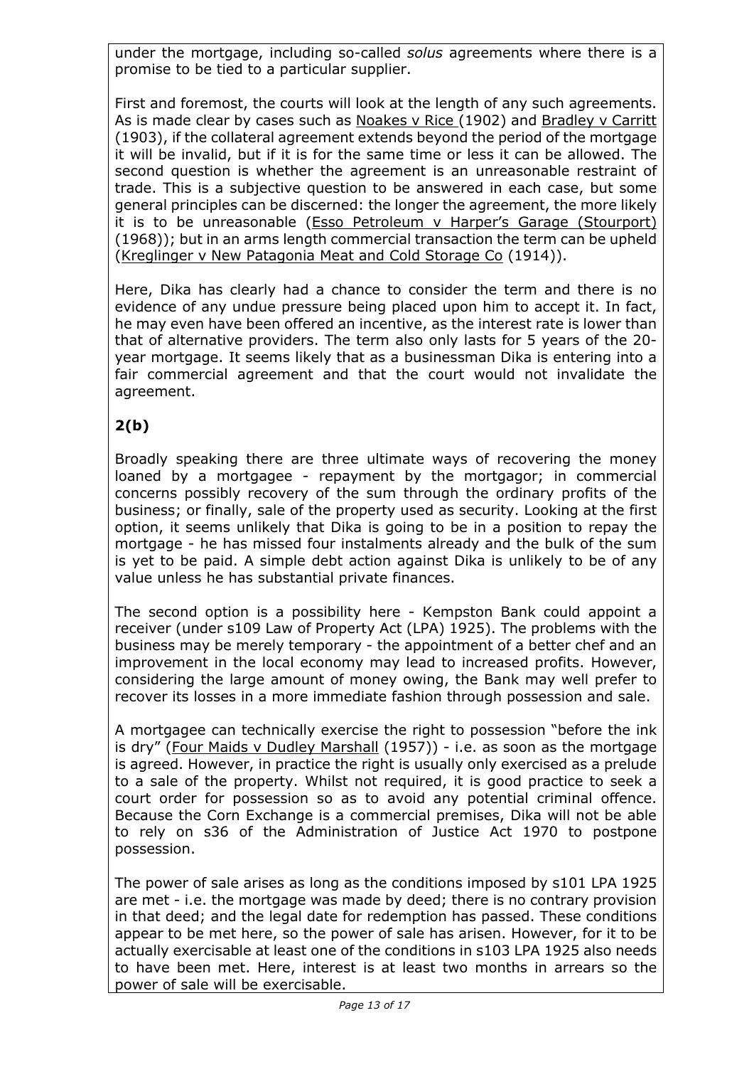under the mortgage, including so-called *solus* agreements where there is a promise to be tied to a particular supplier.

First and foremost, the courts will look at the length of any such agreements. As is made clear by cases such as Noakes v Rice (1902) and Bradley v Carritt (1903), if the collateral agreement extends beyond the period of the mortgage it will be invalid, but if it is for the same time or less it can be allowed. The second question is whether the agreement is an unreasonable restraint of trade. This is a subjective question to be answered in each case, but some general principles can be discerned: the longer the agreement, the more likely it is to be unreasonable (Esso Petroleum v Harper's Garage (Stourport) (1968)); but in an arms length commercial transaction the term can be upheld (Kreglinger v New Patagonia Meat and Cold Storage Co (1914)).

Here, Dika has clearly had a chance to consider the term and there is no evidence of any undue pressure being placed upon him to accept it. In fact, he may even have been offered an incentive, as the interest rate is lower than that of alternative providers. The term also only lasts for 5 years of the 20-year mortgage. It seems likely that as a businessman Dika is entering into a fair commercial agreement and that the court would not invalidate the agreement.

## 2(b)

Broadly speaking there are three ultimate ways of recovering the money loaned by a mortgagee - repayment by the mortgagor; in commercial concerns possibly recovery of the sum through the ordinary profits of the business; or finally, sale of the property used as security. Looking at the first option, it seems unlikely that Dika is going to be in a position to repay the mortgage - he has missed four instalments already and the bulk of the sum is yet to be paid. A simple debt action against Dika is unlikely to be of any value unless he has substantial private finances.

The second option is a possibility here - Kempston Bank could appoint a receiver (under s109 Law of Property Act (LPA) 1925). The problems with the business may be merely temporary - the appointment of a better chef and an improvement in the local economy may lead to increased profits. However, considering the large amount of money owing, the Bank may well prefer to recover its losses in a more immediate fashion through possession and sale.

A mortgagee can technically exercise the right to possession "before the ink is dry" (Four Maids v Dudley Marshall (1957)) - i.e. as soon as the mortgage is agreed. However, in practice the right is usually only exercised as a prelude to a sale of the property. Whilst not required, it is good practice to seek a court order for possession so as to avoid any potential criminal offence. Because the Corn Exchange is a commercial premises, Dika will not be able to rely on s36 of the Administration of Justice Act 1970 to postpone possession.

The power of sale arises as long as the conditions imposed by s101 LPA 1925 are met - i.e. the mortgage was made by deed; there is no contrary provision in that deed; and the legal date for redemption has passed. These conditions appear to be met here, so the power of sale has arisen. However, for it to be actually exercisable at least one of the conditions in s103 LPA 1925 also needs to have been met. Here, interest is at least two months in arrears so the power of sale will be exercisable.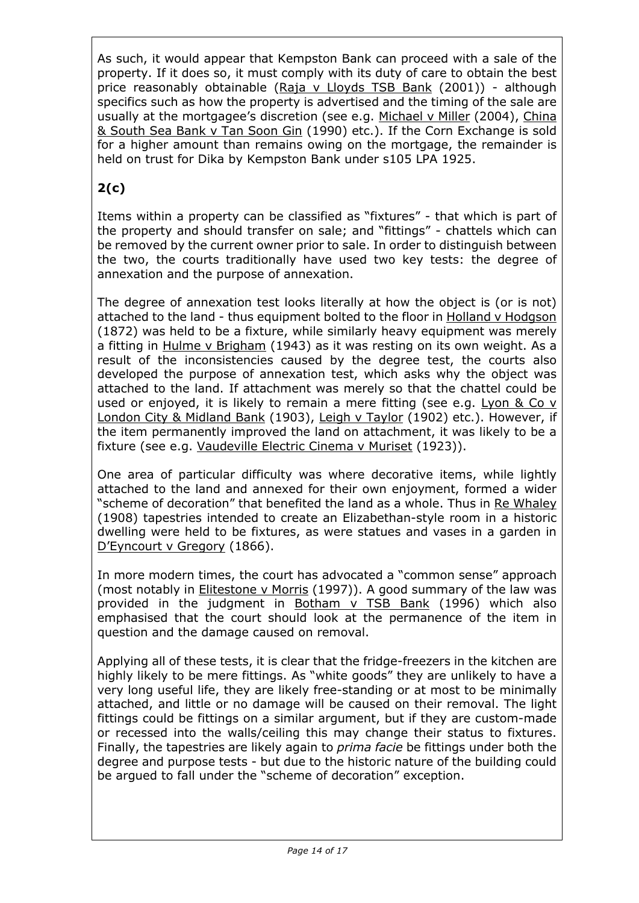As such, it would appear that Kempston Bank can proceed with a sale of the property. If it does so, it must comply with its duty of care to obtain the best price reasonably obtainable (Raja v Lloyds TSB Bank (2001)) - although specifics such as how the property is advertised and the timing of the sale are usually at the mortgagee's discretion (see e.g. Michael v Miller (2004), China & South Sea Bank v Tan Soon Gin (1990) etc.). If the Corn Exchange is sold for a higher amount than remains owing on the mortgage, the remainder is held on trust for Dika by Kempston Bank under s105 LPA 1925.

## 2(c)

Items within a property can be classified as "fixtures" - that which is part of the property and should transfer on sale; and "fittings" - chattels which can be removed by the current owner prior to sale. In order to distinguish between the two, the courts traditionally have used two key tests: the degree of annexation and the purpose of annexation.

The degree of annexation test looks literally at how the object is (or is not) attached to the land - thus equipment bolted to the floor in Holland v Hodgson (1872) was held to be a fixture, while similarly heavy equipment was merely a fitting in Hulme v Brigham (1943) as it was resting on its own weight. As a result of the inconsistencies caused by the degree test, the courts also developed the purpose of annexation test, which asks why the object was attached to the land. If attachment was merely so that the chattel could be used or enjoyed, it is likely to remain a mere fitting (see e.g. Lyon & Co v London City & Midland Bank (1903), Leigh v Taylor (1902) etc.). However, if the item permanently improved the land on attachment, it was likely to be a fixture (see e.g. Vaudeville Electric Cinema v Muriset (1923)).

One area of particular difficulty was where decorative items, while lightly attached to the land and annexed for their own enjoyment, formed a wider "scheme of decoration" that benefited the land as a whole. Thus in Re Whaley (1908) tapestries intended to create an Elizabethan-style room in a historic dwelling were held to be fixtures, as were statues and vases in a garden in D'Eyncourt v Gregory (1866).

In more modern times, the court has advocated a "common sense" approach (most notably in Elitestone v Morris (1997)). A good summary of the law was provided in the judgment in Botham v TSB Bank (1996) which also emphasised that the court should look at the permanence of the item in question and the damage caused on removal.

Applying all of these tests, it is clear that the fridge-freezers in the kitchen are highly likely to be mere fittings. As "white goods" they are unlikely to have a very long useful life, they are likely free-standing or at most to be minimally attached, and little or no damage will be caused on their removal. The light fittings could be fittings on a similar argument, but if they are custom-made or recessed into the walls/ceiling this may change their status to fixtures. Finally, the tapestries are likely again to *prima facie* be fittings under both the degree and purpose tests - but due to the historic nature of the building could be argued to fall under the "scheme of decoration" exception.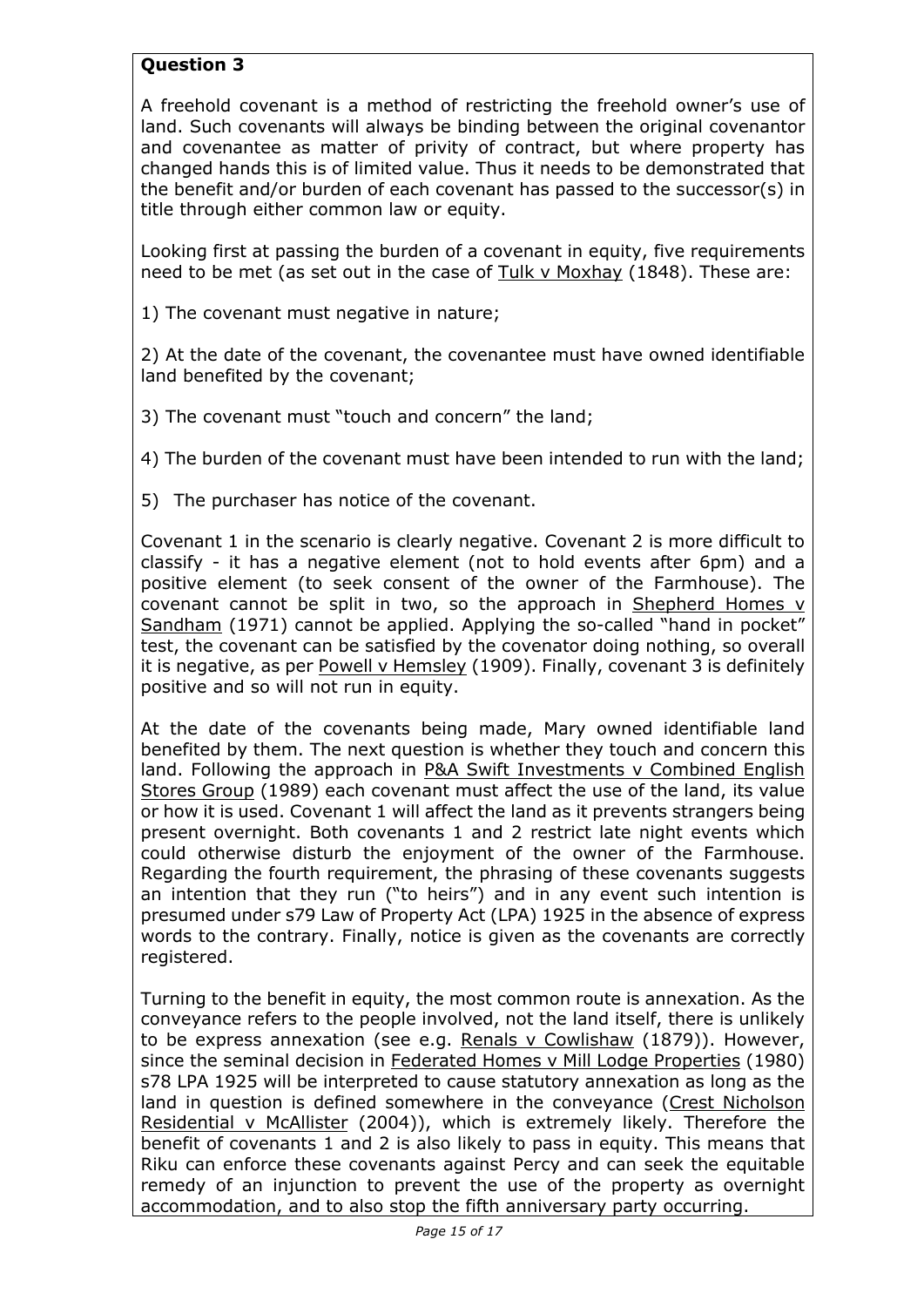**Question 3**

A freehold covenant is a method of restricting the freehold owner's use of land. Such covenants will always be binding between the original covenantor and covenantee as matter of privity of contract, but where property has changed hands this is of limited value. Thus it needs to be demonstrated that the benefit and/or burden of each covenant has passed to the successor(s) in title through either common law or equity.

Looking first at passing the burden of a covenant in equity, five requirements need to be met (as set out in the case of Tulk v Moxhay (1848). These are:

1) The covenant must negative in nature;

2) At the date of the covenant, the covenantee must have owned identifiable land benefited by the covenant;

3) The covenant must "touch and concern" the land;

4) The burden of the covenant must have been intended to run with the land;

5) The purchaser has notice of the covenant.

Covenant 1 in the scenario is clearly negative. Covenant 2 is more difficult to classify - it has a negative element (not to hold events after 6pm) and a positive element (to seek consent of the owner of the Farmhouse). The covenant cannot be split in two, so the approach in Shepherd Homes v Sandham (1971) cannot be applied. Applying the so-called "hand in pocket" test, the covenant can be satisfied by the covenator doing nothing, so overall it is negative, as per Powell v Hemsley (1909). Finally, covenant 3 is definitely positive and so will not run in equity.

At the date of the covenants being made, Mary owned identifiable land benefited by them. The next question is whether they touch and concern this land. Following the approach in P&A Swift Investments v Combined English Stores Group (1989) each covenant must affect the use of the land, its value or how it is used. Covenant 1 will affect the land as it prevents strangers being present overnight. Both covenants 1 and 2 restrict late night events which could otherwise disturb the enjoyment of the owner of the Farmhouse. Regarding the fourth requirement, the phrasing of these covenants suggests an intention that they run ("to heirs") and in any event such intention is presumed under s79 Law of Property Act (LPA) 1925 in the absence of express words to the contrary. Finally, notice is given as the covenants are correctly registered.

Turning to the benefit in equity, the most common route is annexation. As the conveyance refers to the people involved, not the land itself, there is unlikely to be express annexation (see e.g. Renals v Cowlishaw (1879)). However, since the seminal decision in Federated Homes v Mill Lodge Properties (1980) s78 LPA 1925 will be interpreted to cause statutory annexation as long as the land in question is defined somewhere in the conveyance (Crest Nicholson Residential v McAllister (2004)), which is extremely likely. Therefore the benefit of covenants 1 and 2 is also likely to pass in equity. This means that Riku can enforce these covenants against Percy and can seek the equitable remedy of an injunction to prevent the use of the property as overnight accommodation, and to also stop the fifth anniversary party occurring.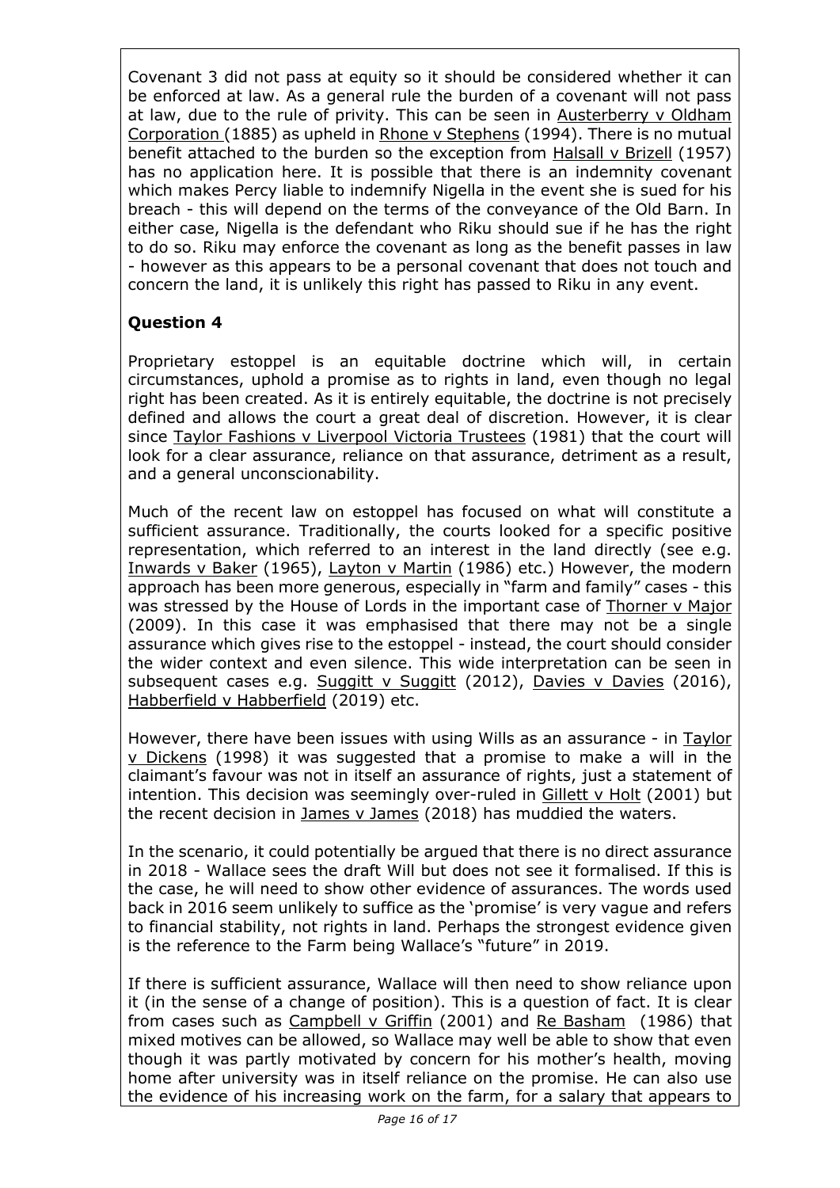Covenant 3 did not pass at equity so it should be considered whether it can be enforced at law. As a general rule the burden of a covenant will not pass at law, due to the rule of privity. This can be seen in Austerberry v Oldham Corporation (1885) as upheld in Rhone v Stephens (1994). There is no mutual benefit attached to the burden so the exception from Halsall v Brizell (1957) has no application here. It is possible that there is an indemnity covenant which makes Percy liable to indemnify Nigella in the event she is sued for his breach - this will depend on the terms of the conveyance of the Old Barn. In either case, Nigella is the defendant who Riku should sue if he has the right to do so. Riku may enforce the covenant as long as the benefit passes in law - however as this appears to be a personal covenant that does not touch and concern the land, it is unlikely this right has passed to Riku in any event.

**Question 4**

Proprietary estoppel is an equitable doctrine which will, in certain circumstances, uphold a promise as to rights in land, even though no legal right has been created. As it is entirely equitable, the doctrine is not precisely defined and allows the court a great deal of discretion. However, it is clear since Taylor Fashions v Liverpool Victoria Trustees (1981) that the court will look for a clear assurance, reliance on that assurance, detriment as a result, and a general unconscionability.

Much of the recent law on estoppel has focused on what will constitute a sufficient assurance. Traditionally, the courts looked for a specific positive representation, which referred to an interest in the land directly (see e.g. Inwards v Baker (1965), Layton v Martin (1986) etc.) However, the modern approach has been more generous, especially in "farm and family" cases - this was stressed by the House of Lords in the important case of Thorner v Major (2009). In this case it was emphasised that there may not be a single assurance which gives rise to the estoppel - instead, the court should consider the wider context and even silence. This wide interpretation can be seen in subsequent cases e.g. Suggitt v Suggitt (2012), Davies v Davies (2016), Habberfield v Habberfield (2019) etc.

However, there have been issues with using Wills as an assurance - in Taylor v Dickens (1998) it was suggested that a promise to make a will in the claimant's favour was not in itself an assurance of rights, just a statement of intention. This decision was seemingly over-ruled in Gillett v Holt (2001) but the recent decision in James v James (2018) has muddied the waters.

In the scenario, it could potentially be argued that there is no direct assurance in 2018 - Wallace sees the draft Will but does not see it formalised. If this is the case, he will need to show other evidence of assurances. The words used back in 2016 seem unlikely to suffice as the 'promise' is very vague and refers to financial stability, not rights in land. Perhaps the strongest evidence given is the reference to the Farm being Wallace's "future" in 2019.

If there is sufficient assurance, Wallace will then need to show reliance upon it (in the sense of a change of position). This is a question of fact. It is clear from cases such as Campbell v Griffin (2001) and Re Basham (1986) that mixed motives can be allowed, so Wallace may well be able to show that even though it was partly motivated by concern for his mother's health, moving home after university was in itself reliance on the promise. He can also use the evidence of his increasing work on the farm, for a salary that appears to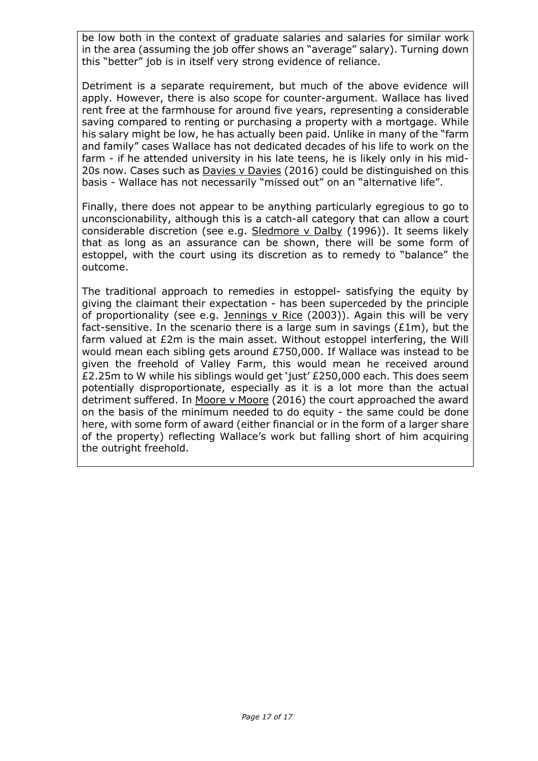be low both in the context of graduate salaries and salaries for similar work in the area (assuming the job offer shows an "average" salary). Turning down this "better" job is in itself very strong evidence of reliance.

Detriment is a separate requirement, but much of the above evidence will apply. However, there is also scope for counter-argument. Wallace has lived rent free at the farmhouse for around five years, representing a considerable saving compared to renting or purchasing a property with a mortgage. While his salary might be low, he has actually been paid. Unlike in many of the "farm and family" cases Wallace has not dedicated decades of his life to work on the farm - if he attended university in his late teens, he is likely only in his mid-20s now. Cases such as <u>Davies v Davies</u> (2016) could be distinguished on this basis - Wallace has not necessarily "missed out" on an "alternative life".

Finally, there does not appear to be anything particularly egregious to go to unconscionability, although this is a catch-all category that can allow a court considerable discretion (see e.g. <u>Sledmore v Dalby</u> (1996)). It seems likely that as long as an assurance can be shown, there will be some form of estoppel, with the court using its discretion as to remedy to "balance" the outcome.

The traditional approach to remedies in estoppel- satisfying the equity by giving the claimant their expectation - has been superceded by the principle of proportionality (see e.g. <u>Jennings v Rice</u> (2003)). Again this will be very fact-sensitive. In the scenario there is a large sum in savings (£1m), but the farm valued at £2m is the main asset. Without estoppel interfering, the Will would mean each sibling gets around £750,000. If Wallace was instead to be given the freehold of Valley Farm, this would mean he received around £2.25m to W while his siblings would get 'just' £250,000 each. This does seem potentially disproportionate, especially as it is a lot more than the actual detriment suffered. In <u>Moore v Moore</u> (2016) the court approached the award on the basis of the minimum needed to do equity - the same could be done here, with some form of award (either financial or in the form of a larger share of the property) reflecting Wallace's work but falling short of him acquiring the outright freehold.